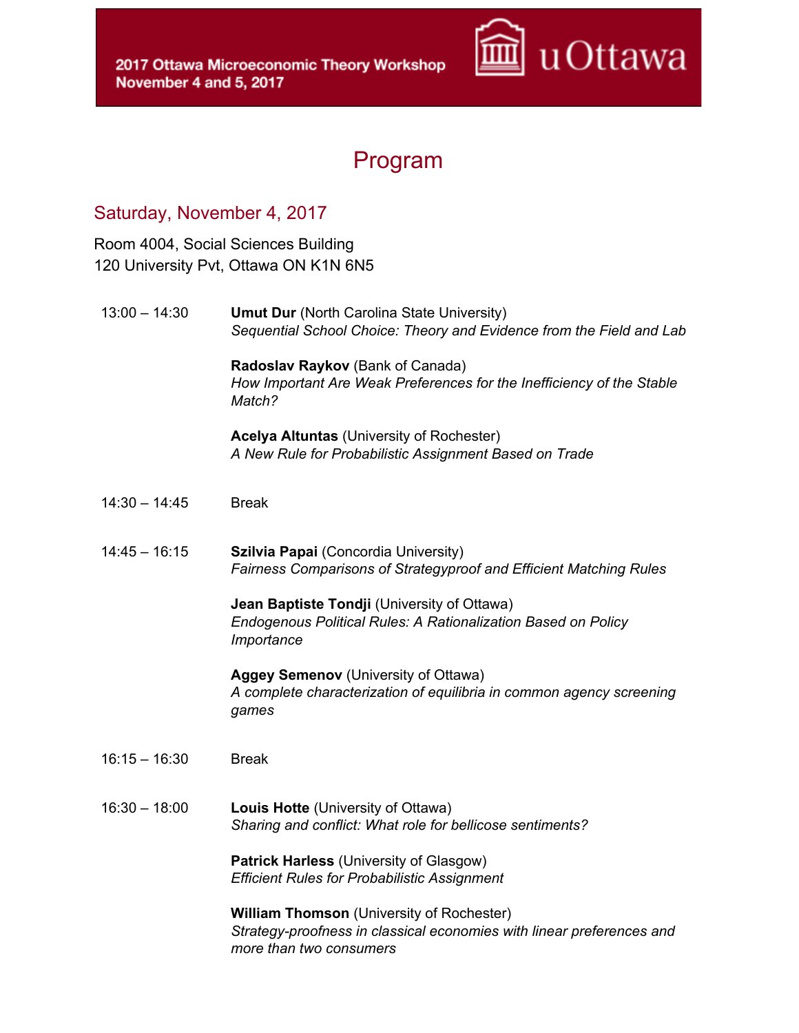2017 Ottawa Microeconomic Theory Workshop
November 4 and 5, 2017

uOttawa

# Program

## Saturday, November 4, 2017

Room 4004, Social Sciences Building
120 University Pvt, Ottawa ON K1N 6N5

| | |
|---|---|
| 13:00 – 14:30 | **Umut Dur** (North Carolina State University)<br>*Sequential School Choice: Theory and Evidence from the Field and Lab*<br><br>**Radoslav Raykov** (Bank of Canada)<br>*How Important Are Weak Preferences for the Inefficiency of the Stable Match?*<br><br>**Acelya Altuntas** (University of Rochester)<br>*A New Rule for Probabilistic Assignment Based on Trade* |
| 14:30 – 14:45 | Break |
| 14:45 – 16:15 | **Szilvia Papai** (Concordia University)<br>*Fairness Comparisons of Strategyproof and Efficient Matching Rules*<br><br>**Jean Baptiste Tondji** (University of Ottawa)<br>*Endogenous Political Rules: A Rationalization Based on Policy Importance*<br><br>**Aggey Semenov** (University of Ottawa)<br>*A complete characterization of equilibria in common agency screening games* |
| 16:15 – 16:30 | Break |
| 16:30 – 18:00 | **Louis Hotte** (University of Ottawa)<br>*Sharing and conflict: What role for bellicose sentiments?*<br><br>**Patrick Harless** (University of Glasgow)<br>*Efficient Rules for Probabilistic Assignment*<br><br>**William Thomson** (University of Rochester)<br>*Strategy-proofness in classical economies with linear preferences and more than two consumers* |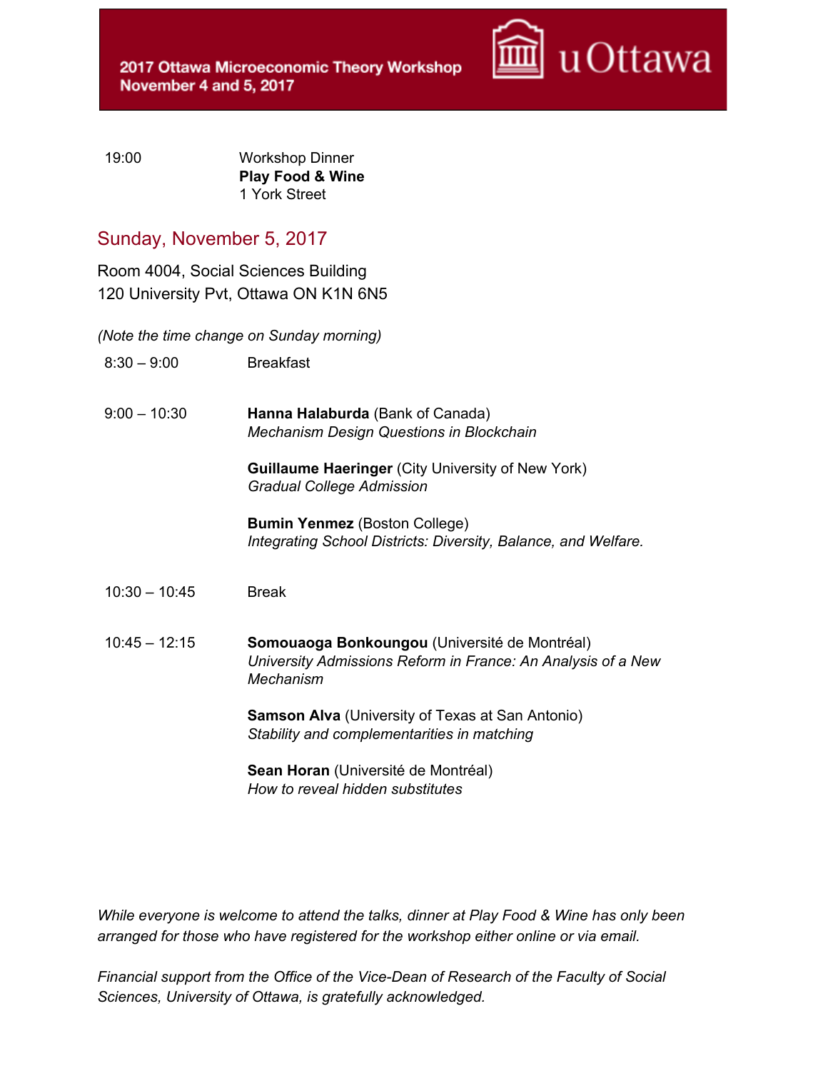| | |
|---|---|
| 19:00 | Workshop Dinner<br>**Play Food & Wine**<br>1 York Street |

## Sunday, November 5, 2017

Room 4004, Social Sciences Building
120 University Pvt, Ottawa ON K1N 6N5

*(Note the time change on Sunday morning)*

| | |
|---|---|
| 8:30 – 9:00 | Breakfast |
| 9:00 – 10:30 | **Hanna Halaburda** (Bank of Canada)<br>*Mechanism Design Questions in Blockchain*<br><br>**Guillaume Haeringer** (City University of New York)<br>*Gradual College Admission*<br><br>**Bumin Yenmez** (Boston College)<br>*Integrating School Districts: Diversity, Balance, and Welfare.* |
| 10:30 – 10:45 | Break |
| 10:45 – 12:15 | **Somouaoga Bonkoungou** (Université de Montréal)<br>*University Admissions Reform in France: An Analysis of a New Mechanism*<br><br>**Samson Alva** (University of Texas at San Antonio)<br>*Stability and complementarities in matching*<br><br>**Sean Horan** (Université de Montréal)<br>*How to reveal hidden substitutes* |

*While everyone is welcome to attend the talks, dinner at Play Food & Wine has only been arranged for those who have registered for the workshop either online or via email.*

*Financial support from the Office of the Vice-Dean of Research of the Faculty of Social Sciences, University of Ottawa, is gratefully acknowledged.*